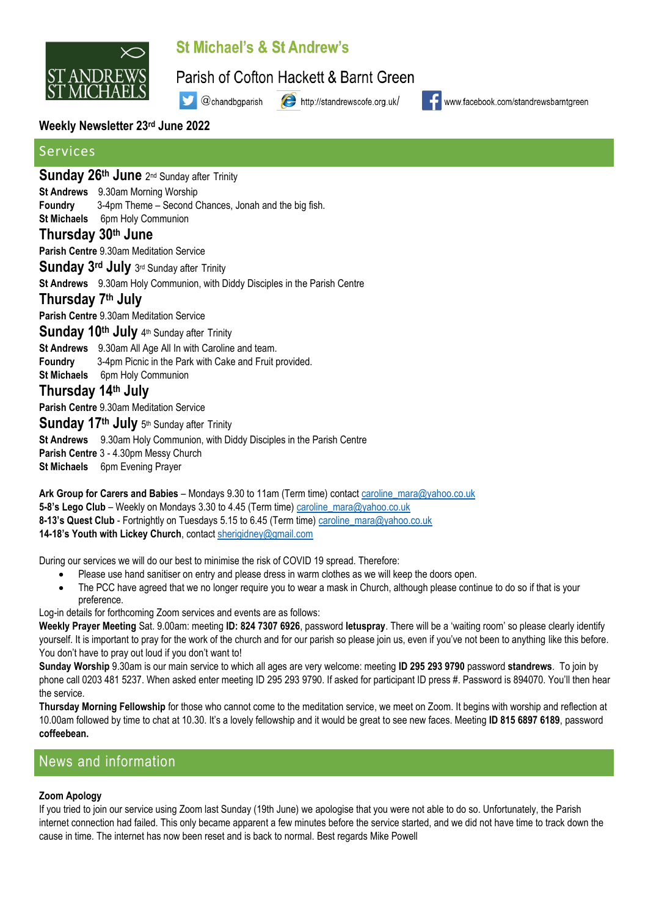# St Michael's & St Andrew's

## Parish of Cofton Hackett & Barnt Green

@chandbgparish http://standrewscofe.org.uk/ www.facebook.com/standrewsbarntgreen

**Weekly Newsletter 23rd June 2022**

## Services

### Sunday 26th June 2nd Sunday after Trinity

**St Andrews** 9.30am Morning Worship
**Foundry** 3-4pm Theme – Second Chances, Jonah and the big fish.
**St Michaels** 6pm Holy Communion

### Thursday 30th June

**Parish Centre** 9.30am Meditation Service

### Sunday 3rd July 3rd Sunday after Trinity

**St Andrews** 9.30am Holy Communion, with Diddy Disciples in the Parish Centre

### Thursday 7th July

**Parish Centre** 9.30am Meditation Service

### Sunday 10th July 4th Sunday after Trinity

**St Andrews** 9.30am All Age All In with Caroline and team.
**Foundry** 3-4pm Picnic in the Park with Cake and Fruit provided.
**St Michaels** 6pm Holy Communion

### Thursday 14th July

**Parish Centre** 9.30am Meditation Service

### Sunday 17th July 5th Sunday after Trinity

**St Andrews** 9.30am Holy Communion, with Diddy Disciples in the Parish Centre
**Parish Centre** 3 - 4.30pm Messy Church
**St Michaels** 6pm Evening Prayer

**Ark Group for Carers and Babies** – Mondays 9.30 to 11am (Term time) contact caroline_mara@yahoo.co.uk
**5-8's Lego Club** – Weekly on Mondays 3.30 to 4.45 (Term time) caroline_mara@yahoo.co.uk
**8-13's Quest Club** - Fortnightly on Tuesdays 5.15 to 6.45 (Term time) caroline_mara@yahoo.co.uk
**14-18's Youth with Lickey Church**, contact sherigidney@gmail.com

During our services we will do our best to minimise the risk of COVID 19 spread. Therefore:

- Please use hand sanitiser on entry and please dress in warm clothes as we will keep the doors open.
- The PCC have agreed that we no longer require you to wear a mask in Church, although please continue to do so if that is your preference.

Log-in details for forthcoming Zoom services and events are as follows:

**Weekly Prayer Meeting** Sat. 9.00am: meeting **ID: 824 7307 6926**, password **letuspray**. There will be a 'waiting room' so please clearly identify yourself. It is important to pray for the work of the church and for our parish so please join us, even if you've not been to anything like this before. You don't have to pray out loud if you don't want to!

**Sunday Worship** 9.30am is our main service to which all ages are very welcome: meeting **ID 295 293 9790** password **standrews**. To join by phone call 0203 481 5237. When asked enter meeting ID 295 293 9790. If asked for participant ID press #. Password is 894070. You'll then hear the service.

**Thursday Morning Fellowship** for those who cannot come to the meditation service, we meet on Zoom. It begins with worship and reflection at 10.00am followed by time to chat at 10.30. It's a lovely fellowship and it would be great to see new faces. Meeting **ID 815 6897 6189**, password **coffeebean.**

## News and information

**Zoom Apology**

If you tried to join our service using Zoom last Sunday (19th June) we apologise that you were not able to do so. Unfortunately, the Parish internet connection had failed. This only became apparent a few minutes before the service started, and we did not have time to track down the cause in time. The internet has now been reset and is back to normal. Best regards Mike Powell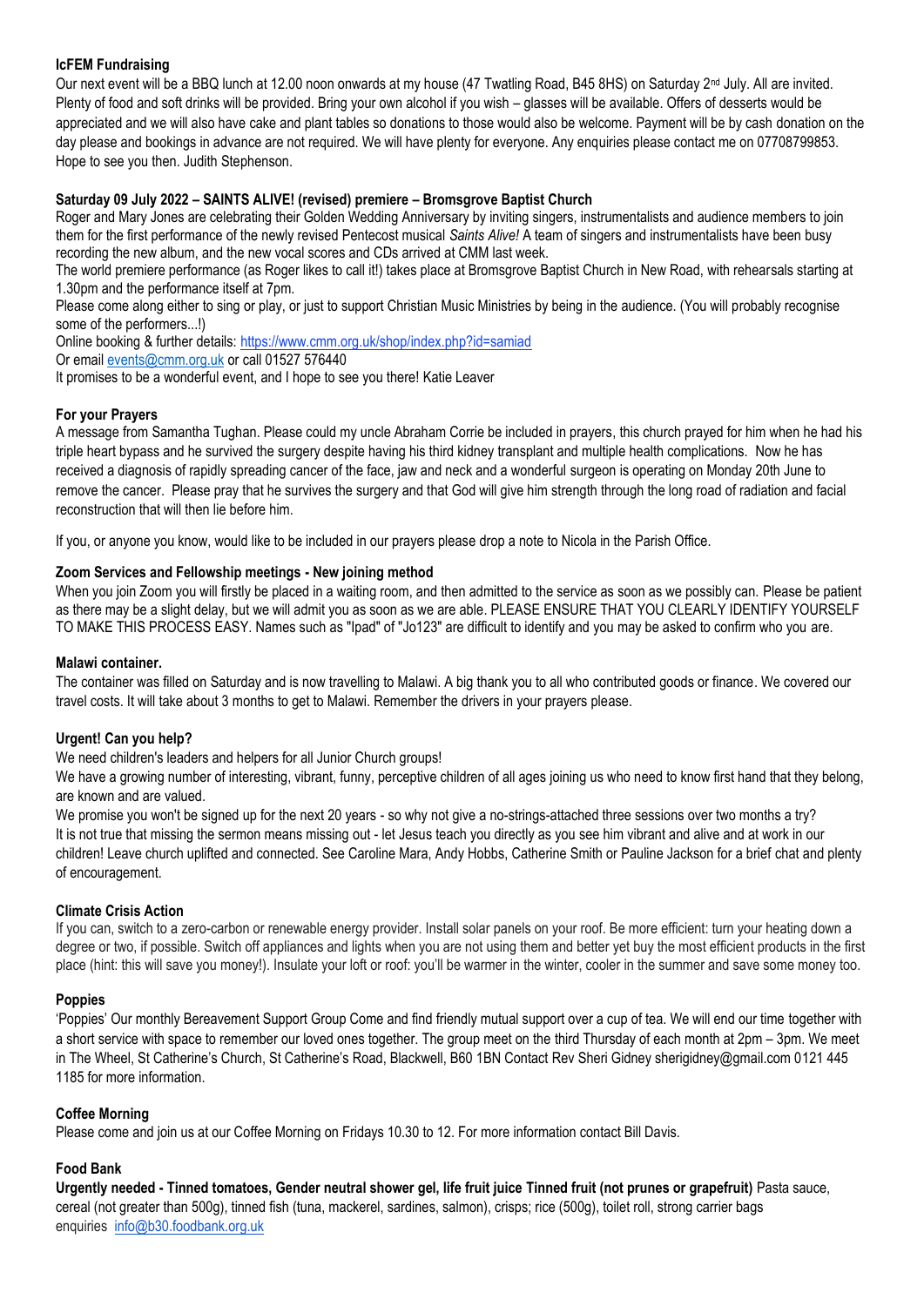**IcFEM Fundraising**

Our next event will be a BBQ lunch at 12.00 noon onwards at my house (47 Twatling Road, B45 8HS) on Saturday 2nd July. All are invited. Plenty of food and soft drinks will be provided. Bring your own alcohol if you wish – glasses will be available. Offers of desserts would be appreciated and we will also have cake and plant tables so donations to those would also be welcome. Payment will be by cash donation on the day please and bookings in advance are not required. We will have plenty for everyone. Any enquiries please contact me on 07708799853. Hope to see you then. Judith Stephenson.

**Saturday 09 July 2022 – SAINTS ALIVE! (revised) premiere – Bromsgrove Baptist Church**

Roger and Mary Jones are celebrating their Golden Wedding Anniversary by inviting singers, instrumentalists and audience members to join them for the first performance of the newly revised Pentecost musical *Saints Alive!* A team of singers and instrumentalists have been busy recording the new album, and the new vocal scores and CDs arrived at CMM last week.

The world premiere performance (as Roger likes to call it!) takes place at Bromsgrove Baptist Church in New Road, with rehearsals starting at 1.30pm and the performance itself at 7pm.

Please come along either to sing or play, or just to support Christian Music Ministries by being in the audience. (You will probably recognise some of the performers...!)

Online booking & further details: https://www.cmm.org.uk/shop/index.php?id=samiad

Or email events@cmm.org.uk or call 01527 576440

It promises to be a wonderful event, and I hope to see you there! Katie Leaver

**For your Prayers**

A message from Samantha Tughan. Please could my uncle Abraham Corrie be included in prayers, this church prayed for him when he had his triple heart bypass and he survived the surgery despite having his third kidney transplant and multiple health complications. Now he has received a diagnosis of rapidly spreading cancer of the face, jaw and neck and a wonderful surgeon is operating on Monday 20th June to remove the cancer. Please pray that he survives the surgery and that God will give him strength through the long road of radiation and facial reconstruction that will then lie before him.

If you, or anyone you know, would like to be included in our prayers please drop a note to Nicola in the Parish Office.

**Zoom Services and Fellowship meetings - New joining method**

When you join Zoom you will firstly be placed in a waiting room, and then admitted to the service as soon as we possibly can. Please be patient as there may be a slight delay, but we will admit you as soon as we are able. PLEASE ENSURE THAT YOU CLEARLY IDENTIFY YOURSELF TO MAKE THIS PROCESS EASY. Names such as "Ipad" of "Jo123" are difficult to identify and you may be asked to confirm who you are.

**Malawi container.**

The container was filled on Saturday and is now travelling to Malawi. A big thank you to all who contributed goods or finance. We covered our travel costs. It will take about 3 months to get to Malawi. Remember the drivers in your prayers please.

**Urgent! Can you help?**

We need children's leaders and helpers for all Junior Church groups!

We have a growing number of interesting, vibrant, funny, perceptive children of all ages joining us who need to know first hand that they belong, are known and are valued.

We promise you won't be signed up for the next 20 years - so why not give a no-strings-attached three sessions over two months a try? It is not true that missing the sermon means missing out - let Jesus teach you directly as you see him vibrant and alive and at work in our children! Leave church uplifted and connected. See Caroline Mara, Andy Hobbs, Catherine Smith or Pauline Jackson for a brief chat and plenty of encouragement.

**Climate Crisis Action**

If you can, switch to a zero-carbon or renewable energy provider. Install solar panels on your roof. Be more efficient: turn your heating down a degree or two, if possible. Switch off appliances and lights when you are not using them and better yet buy the most efficient products in the first place (hint: this will save you money!). Insulate your loft or roof: you'll be warmer in the winter, cooler in the summer and save some money too.

**Poppies**

'Poppies' Our monthly Bereavement Support Group Come and find friendly mutual support over a cup of tea. We will end our time together with a short service with space to remember our loved ones together. The group meet on the third Thursday of each month at 2pm – 3pm. We meet in The Wheel, St Catherine's Church, St Catherine's Road, Blackwell, B60 1BN Contact Rev Sheri Gidney sherigidney@gmail.com 0121 445 1185 for more information.

**Coffee Morning**

Please come and join us at our Coffee Morning on Fridays 10.30 to 12. For more information contact Bill Davis.

**Food Bank**

**Urgently needed - Tinned tomatoes, Gender neutral shower gel, life fruit juice Tinned fruit (not prunes or grapefruit)** Pasta sauce, cereal (not greater than 500g), tinned fish (tuna, mackerel, sardines, salmon), crisps; rice (500g), toilet roll, strong carrier bags enquiries info@b30.foodbank.org.uk